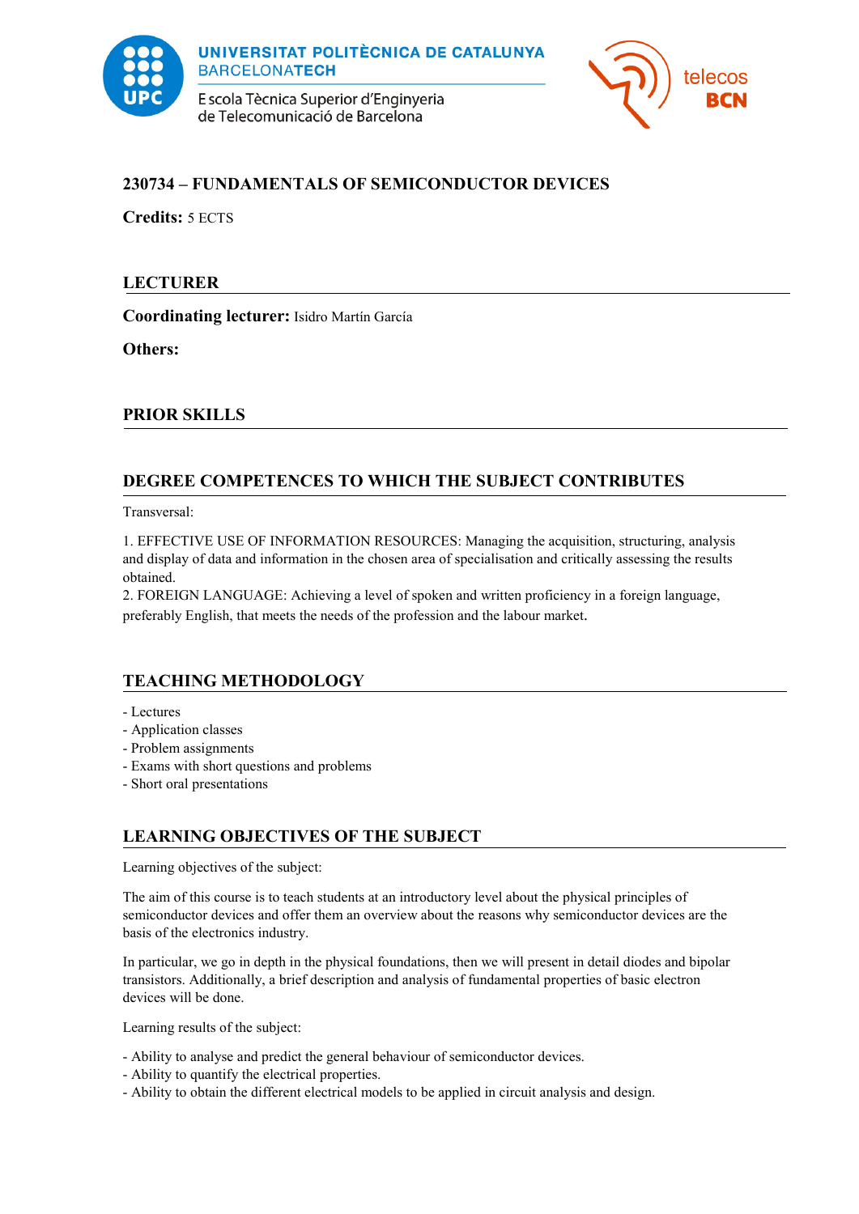UNIVERSITAT POLITÈCNICA DE CATALUNYA
BARCELONATECH
Escola Tècnica Superior d'Enginyeria de Telecomunicació de Barcelona

telecos BCN

## 230734 – FUNDAMENTALS OF SEMICONDUCTOR DEVICES

**Credits:** 5 ECTS

## LECTURER

**Coordinating lecturer:** Isidro Martín García

**Others:**

## PRIOR SKILLS

## DEGREE COMPETENCES TO WHICH THE SUBJECT CONTRIBUTES

Transversal:

1. EFFECTIVE USE OF INFORMATION RESOURCES: Managing the acquisition, structuring, analysis and display of data and information in the chosen area of specialisation and critically assessing the results obtained.
2. FOREIGN LANGUAGE: Achieving a level of spoken and written proficiency in a foreign language, preferably English, that meets the needs of the profession and the labour market.

## TEACHING METHODOLOGY

- Lectures
- Application classes
- Problem assignments
- Exams with short questions and problems
- Short oral presentations

## LEARNING OBJECTIVES OF THE SUBJECT

Learning objectives of the subject:

The aim of this course is to teach students at an introductory level about the physical principles of semiconductor devices and offer them an overview about the reasons why semiconductor devices are the basis of the electronics industry.

In particular, we go in depth in the physical foundations, then we will present in detail diodes and bipolar transistors. Additionally, a brief description and analysis of fundamental properties of basic electron devices will be done.

Learning results of the subject:

- Ability to analyse and predict the general behaviour of semiconductor devices.
- Ability to quantify the electrical properties.
- Ability to obtain the different electrical models to be applied in circuit analysis and design.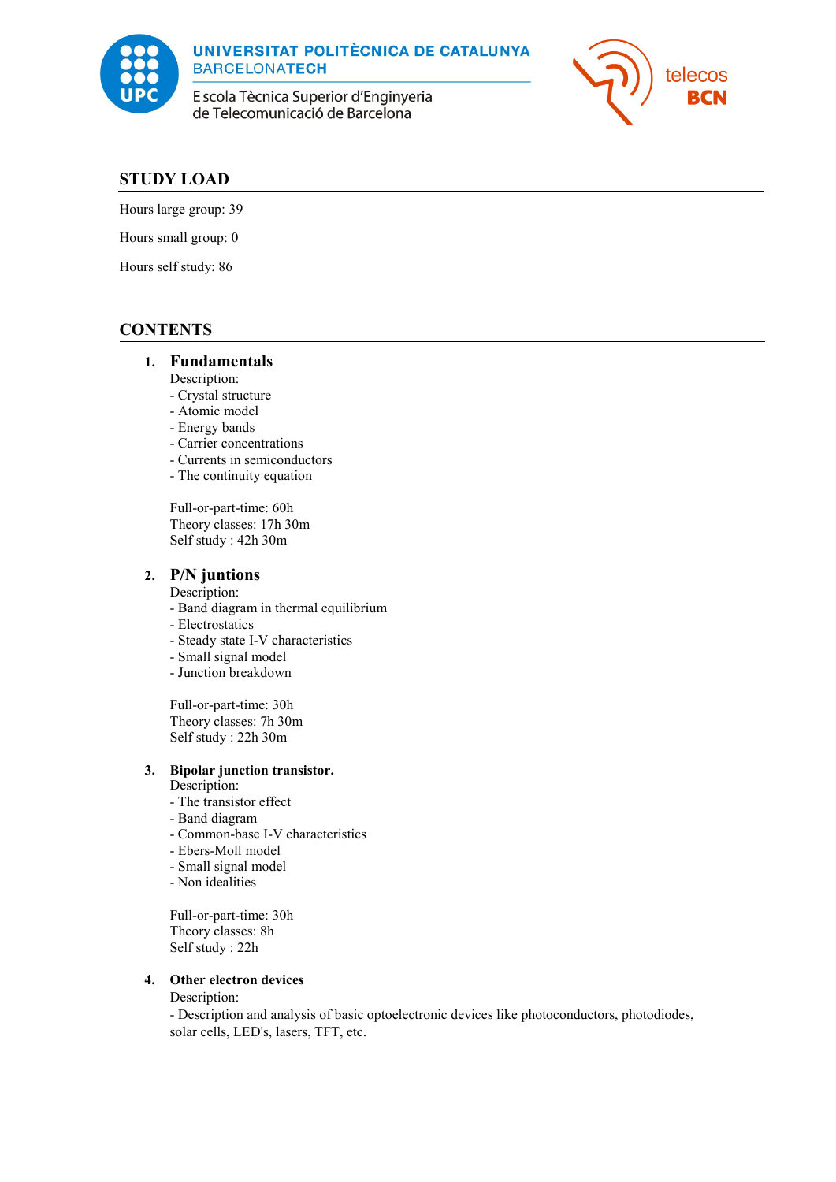## STUDY LOAD

Hours large group: 39

Hours small group: 0

Hours self study: 86

## CONTENTS

### 1. Fundamentals

Description:
- Crystal structure
- Atomic model
- Energy bands
- Carrier concentrations
- Currents in semiconductors
- The continuity equation

Full-or-part-time: 60h
Theory classes: 17h 30m
Self study : 42h 30m

### 2. P/N juntions

Description:
- Band diagram in thermal equilibrium
- Electrostatics
- Steady state I-V characteristics
- Small signal model
- Junction breakdown

Full-or-part-time: 30h
Theory classes: 7h 30m
Self study : 22h 30m

### 3. Bipolar junction transistor.

Description:
- The transistor effect
- Band diagram
- Common-base I-V characteristics
- Ebers-Moll model
- Small signal model
- Non idealities

Full-or-part-time: 30h
Theory classes: 8h
Self study : 22h

### 4. Other electron devices

Description:
- Description and analysis of basic optoelectronic devices like photoconductors, photodiodes, solar cells, LED's, lasers, TFT, etc.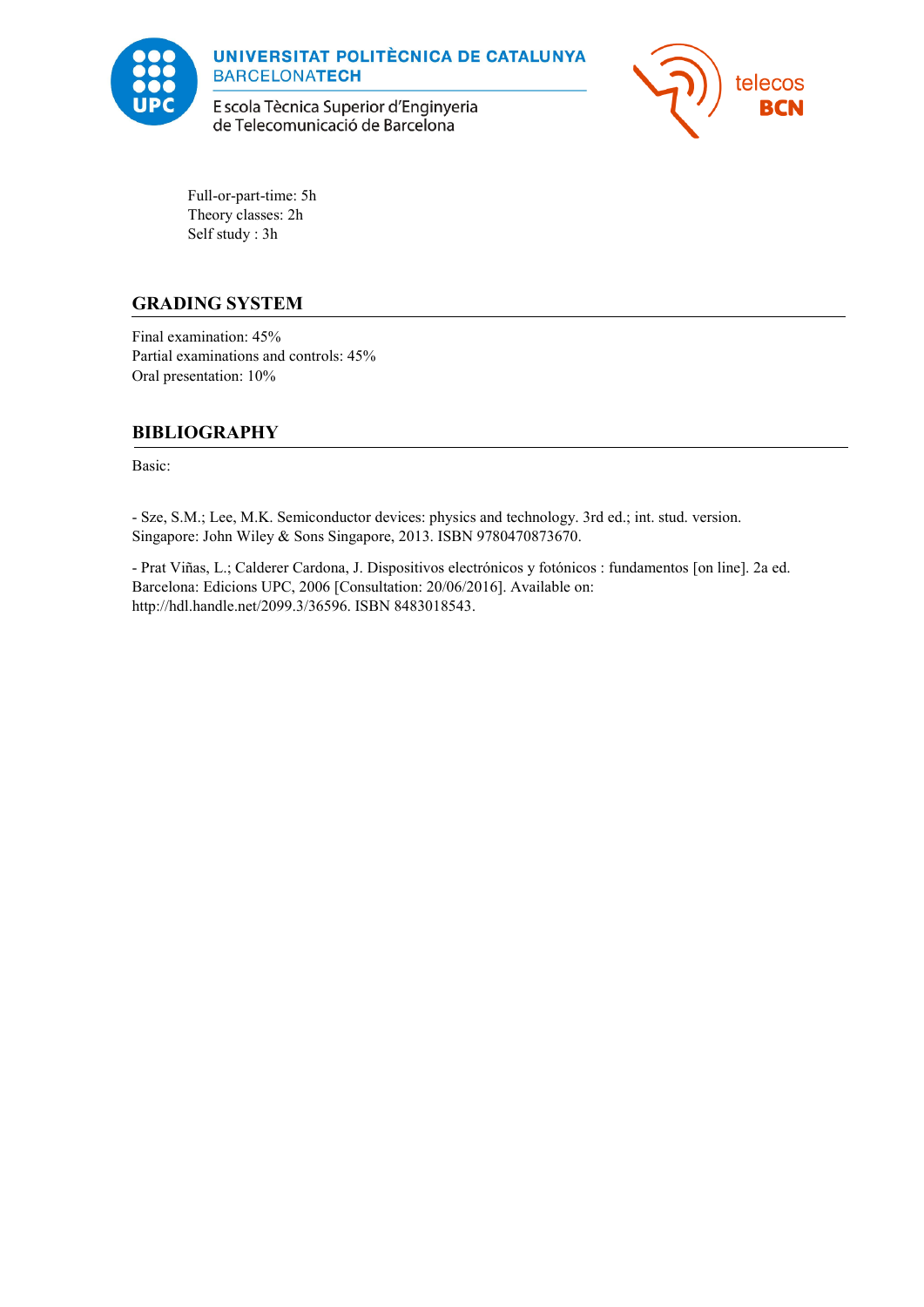Full-or-part-time: 5h
Theory classes: 2h
Self study : 3h

## GRADING SYSTEM

Final examination: 45%
Partial examinations and controls: 45%
Oral presentation: 10%

## BIBLIOGRAPHY

Basic:

- Sze, S.M.; Lee, M.K. Semiconductor devices: physics and technology. 3rd ed.; int. stud. version. Singapore: John Wiley & Sons Singapore, 2013. ISBN 9780470873670.

- Prat Viñas, L.; Calderer Cardona, J. Dispositivos electrónicos y fotónicos : fundamentos [on line]. 2a ed. Barcelona: Edicions UPC, 2006 [Consultation: 20/06/2016]. Available on: http://hdl.handle.net/2099.3/36596. ISBN 8483018543.